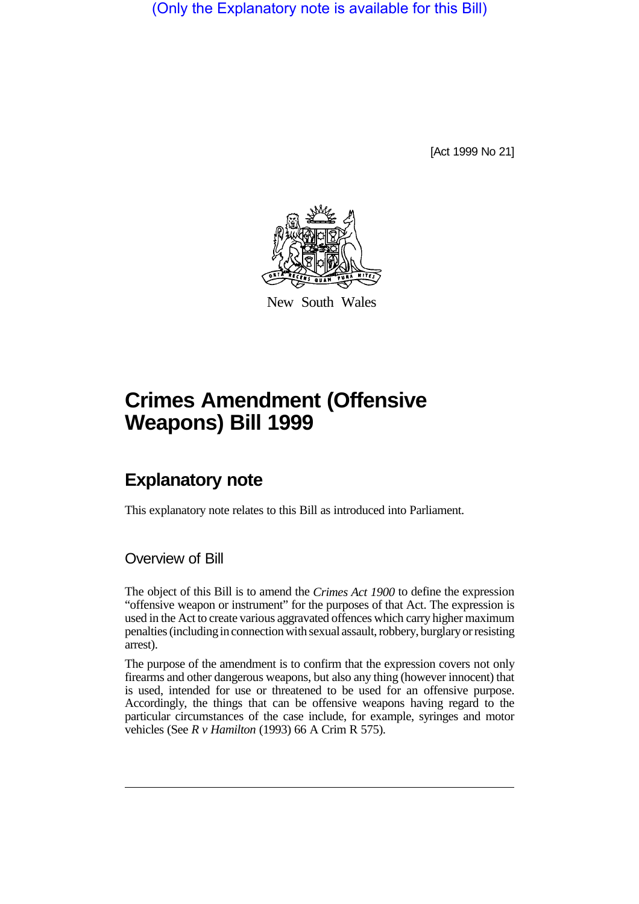(Only the Explanatory note is available for this Bill)

[Act 1999 No 21]

New South Wales

# Crimes Amendment (Offensive Weapons) Bill 1999

## Explanatory note

This explanatory note relates to this Bill as introduced into Parliament.

### Overview of Bill

The object of this Bill is to amend the *Crimes Act 1900* to define the expression "offensive weapon or instrument" for the purposes of that Act. The expression is used in the Act to create various aggravated offences which carry higher maximum penalties (including in connection with sexual assault, robbery, burglary or resisting arrest).

The purpose of the amendment is to confirm that the expression covers not only firearms and other dangerous weapons, but also any thing (however innocent) that is used, intended for use or threatened to be used for an offensive purpose. Accordingly, the things that can be offensive weapons having regard to the particular circumstances of the case include, for example, syringes and motor vehicles (See *R v Hamilton* (1993) 66 A Crim R 575).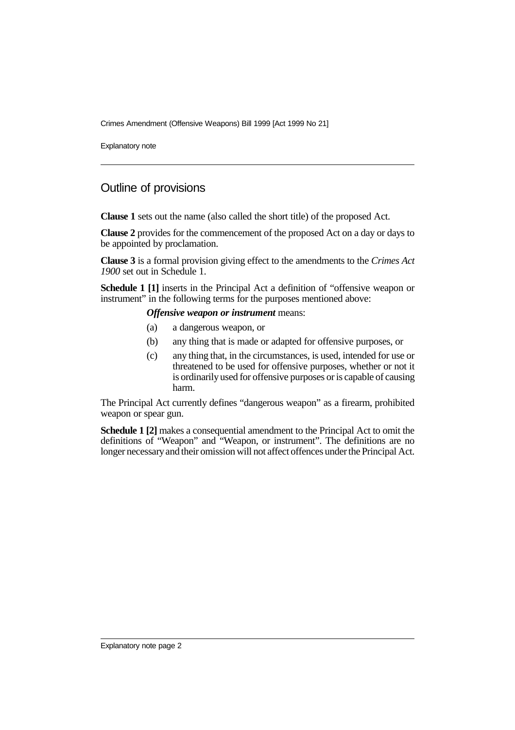## Outline of provisions

**Clause 1** sets out the name (also called the short title) of the proposed Act.

**Clause 2** provides for the commencement of the proposed Act on a day or days to be appointed by proclamation.

**Clause 3** is a formal provision giving effect to the amendments to the *Crimes Act 1900* set out in Schedule 1.

**Schedule 1 [1]** inserts in the Principal Act a definition of "offensive weapon or instrument" in the following terms for the purposes mentioned above:

> ***Offensive weapon or instrument*** means:
>
> (a) a dangerous weapon, or
>
> (b) any thing that is made or adapted for offensive purposes, or
>
> (c) any thing that, in the circumstances, is used, intended for use or threatened to be used for offensive purposes, whether or not it is ordinarily used for offensive purposes or is capable of causing harm.

The Principal Act currently defines "dangerous weapon" as a firearm, prohibited weapon or spear gun.

**Schedule 1 [2]** makes a consequential amendment to the Principal Act to omit the definitions of "Weapon" and "Weapon, or instrument". The definitions are no longer necessary and their omission will not affect offences under the Principal Act.